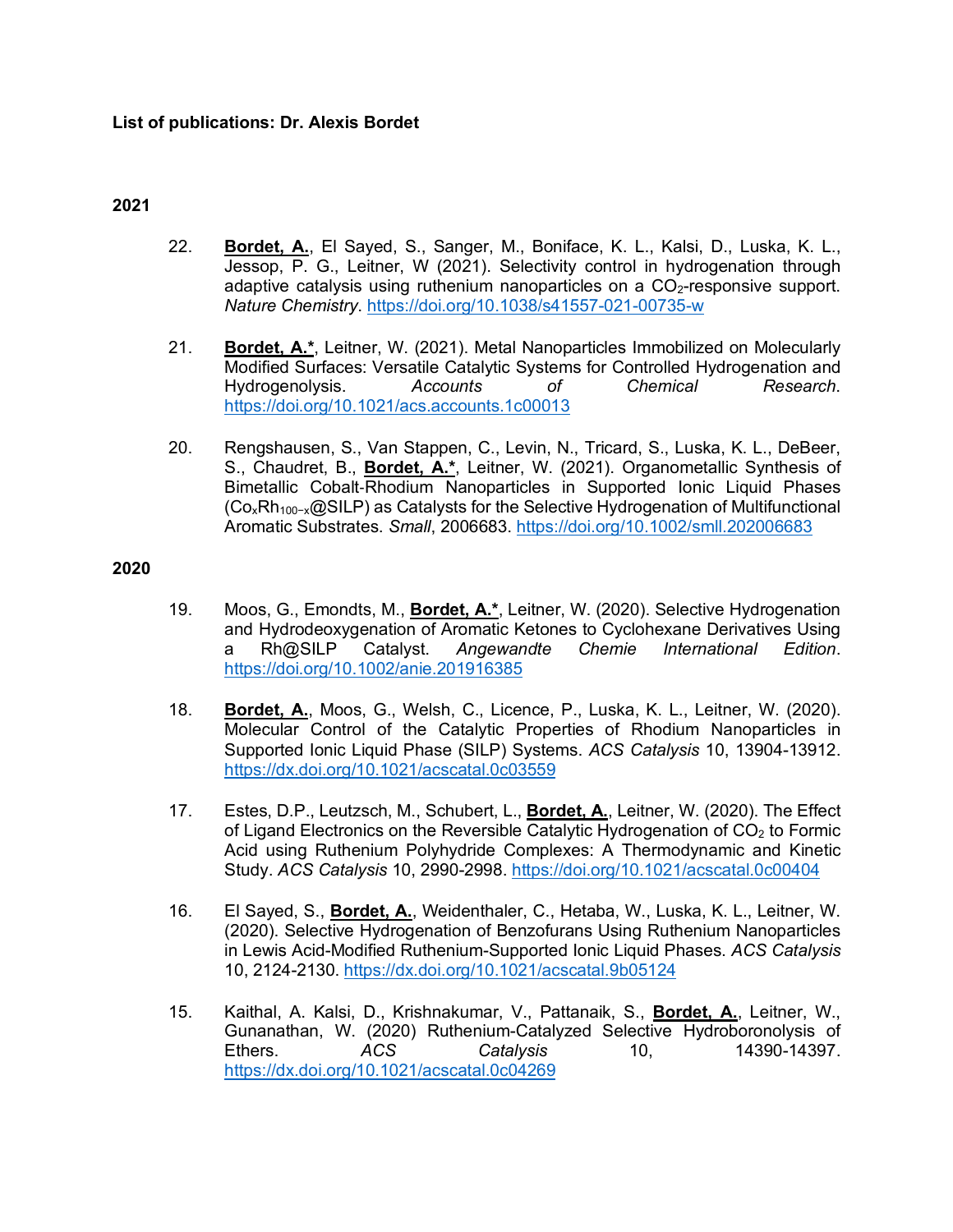**List of publications: Dr. Alexis Bordet**

**2021**

22. **Bordet, A.**, El Sayed, S., Sanger, M., Boniface, K. L., Kalsi, D., Luska, K. L., Jessop, P. G., Leitner, W (2021). Selectivity control in hydrogenation through adaptive catalysis using ruthenium nanoparticles on a $CO_2$-responsive support. *Nature Chemistry*. https://doi.org/10.1038/s41557-021-00735-w

21. **Bordet, A.***, Leitner, W. (2021). Metal Nanoparticles Immobilized on Molecularly Modified Surfaces: Versatile Catalytic Systems for Controlled Hydrogenation and Hydrogenolysis. *Accounts of Chemical Research*. https://doi.org/10.1021/acs.accounts.1c00013

20. Rengshausen, S., Van Stappen, C., Levin, N., Tricard, S., Luska, K. L., DeBeer, S., Chaudret, B., **Bordet, A.***, Leitner, W. (2021). Organometallic Synthesis of Bimetallic Cobalt-Rhodium Nanoparticles in Supported Ionic Liquid Phases ($Co_xRh_{100-x}$@SILP) as Catalysts for the Selective Hydrogenation of Multifunctional Aromatic Substrates. *Small*, 2006683. https://doi.org/10.1002/smll.202006683

**2020**

19. Moos, G., Emondts, M., **Bordet, A.***, Leitner, W. (2020). Selective Hydrogenation and Hydrodeoxygenation of Aromatic Ketones to Cyclohexane Derivatives Using a Rh@SILP Catalyst. *Angewandte Chemie International Edition*. https://doi.org/10.1002/anie.201916385

18. **Bordet, A.**, Moos, G., Welsh, C., Licence, P., Luska, K. L., Leitner, W. (2020). Molecular Control of the Catalytic Properties of Rhodium Nanoparticles in Supported Ionic Liquid Phase (SILP) Systems. *ACS Catalysis* 10, 13904-13912. https://dx.doi.org/10.1021/acscatal.0c03559

17. Estes, D.P., Leutzsch, M., Schubert, L., **Bordet, A.**, Leitner, W. (2020). The Effect of Ligand Electronics on the Reversible Catalytic Hydrogenation of $CO_2$ to Formic Acid using Ruthenium Polyhydride Complexes: A Thermodynamic and Kinetic Study. *ACS Catalysis* 10, 2990-2998. https://doi.org/10.1021/acscatal.0c00404

16. El Sayed, S., **Bordet, A.**, Weidenthaler, C., Hetaba, W., Luska, K. L., Leitner, W. (2020). Selective Hydrogenation of Benzofurans Using Ruthenium Nanoparticles in Lewis Acid-Modified Ruthenium-Supported Ionic Liquid Phases. *ACS Catalysis* 10, 2124-2130. https://dx.doi.org/10.1021/acscatal.9b05124

15. Kaithal, A. Kalsi, D., Krishnakumar, V., Pattanaik, S., **Bordet, A.**, Leitner, W., Gunanathan, W. (2020) Ruthenium-Catalyzed Selective Hydroboronolysis of Ethers. *ACS Catalysis* 10, 14390-14397. https://dx.doi.org/10.1021/acscatal.0c04269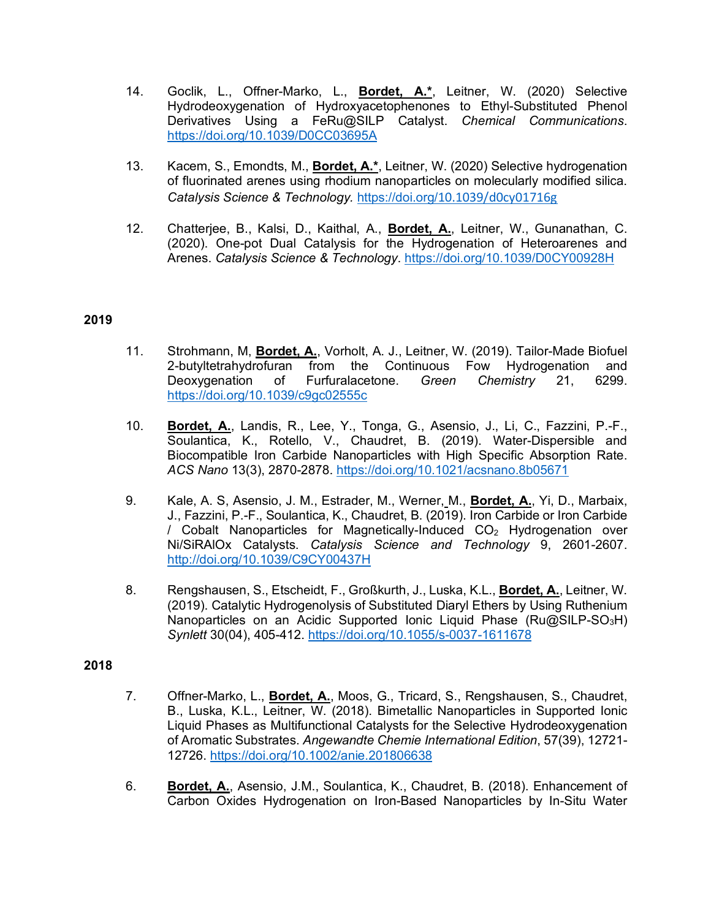14. Goclik, L., Offner-Marko, L., **Bordet, A.***, Leitner, W. (2020) Selective Hydrodeoxygenation of Hydroxyacetophenones to Ethyl-Substituted Phenol Derivatives Using a FeRu@SILP Catalyst. *Chemical Communications*. https://doi.org/10.1039/D0CC03695A

13. Kacem, S., Emondts, M., **Bordet, A.***, Leitner, W. (2020) Selective hydrogenation of fluorinated arenes using rhodium nanoparticles on molecularly modified silica. *Catalysis Science & Technology.* https://doi.org/10.1039/d0cy01716g

12. Chatterjee, B., Kalsi, D., Kaithal, A., **Bordet, A.**, Leitner, W., Gunanathan, C. (2020). One-pot Dual Catalysis for the Hydrogenation of Heteroarenes and Arenes. *Catalysis Science & Technology*. https://doi.org/10.1039/D0CY00928H

**2019**

11. Strohmann, M, **Bordet, A.**, Vorholt, A. J., Leitner, W. (2019). Tailor-Made Biofuel 2-butyltetrahydrofuran from the Continuous Fow Hydrogenation and Deoxygenation of Furfuralacetone. *Green Chemistry* 21, 6299. https://doi.org/10.1039/c9gc02555c

10. **Bordet, A.**, Landis, R., Lee, Y., Tonga, G., Asensio, J., Li, C., Fazzini, P.-F., Soulantica, K., Rotello, V., Chaudret, B. (2019). Water-Dispersible and Biocompatible Iron Carbide Nanoparticles with High Specific Absorption Rate. *ACS Nano* 13(3), 2870-2878. https://doi.org/10.1021/acsnano.8b05671

9. Kale, A. S, Asensio, J. M., Estrader, M., Werner, M., **Bordet, A.**, Yi, D., Marbaix, J., Fazzini, P.-F., Soulantica, K., Chaudret, B. (2019). Iron Carbide or Iron Carbide / Cobalt Nanoparticles for Magnetically-Induced $CO_2$ Hydrogenation over Ni/SiRAlOx Catalysts. *Catalysis Science and Technology* 9, 2601-2607. http://doi.org/10.1039/C9CY00437H

8. Rengshausen, S., Etscheidt, F., Großkurth, J., Luska, K.L., **Bordet, A.**, Leitner, W. (2019). Catalytic Hydrogenolysis of Substituted Diaryl Ethers by Using Ruthenium Nanoparticles on an Acidic Supported Ionic Liquid Phase (Ru@SILP-$SO_3$H) *Synlett* 30(04), 405-412. https://doi.org/10.1055/s-0037-1611678

**2018**

7. Offner-Marko, L., **Bordet, A.**, Moos, G., Tricard, S., Rengshausen, S., Chaudret, B., Luska, K.L., Leitner, W. (2018). Bimetallic Nanoparticles in Supported Ionic Liquid Phases as Multifunctional Catalysts for the Selective Hydrodeoxygenation of Aromatic Substrates. *Angewandte Chemie International Edition*, 57(39), 12721-12726. https://doi.org/10.1002/anie.201806638

6. **Bordet, A.**, Asensio, J.M., Soulantica, K., Chaudret, B. (2018). Enhancement of Carbon Oxides Hydrogenation on Iron-Based Nanoparticles by In-Situ Water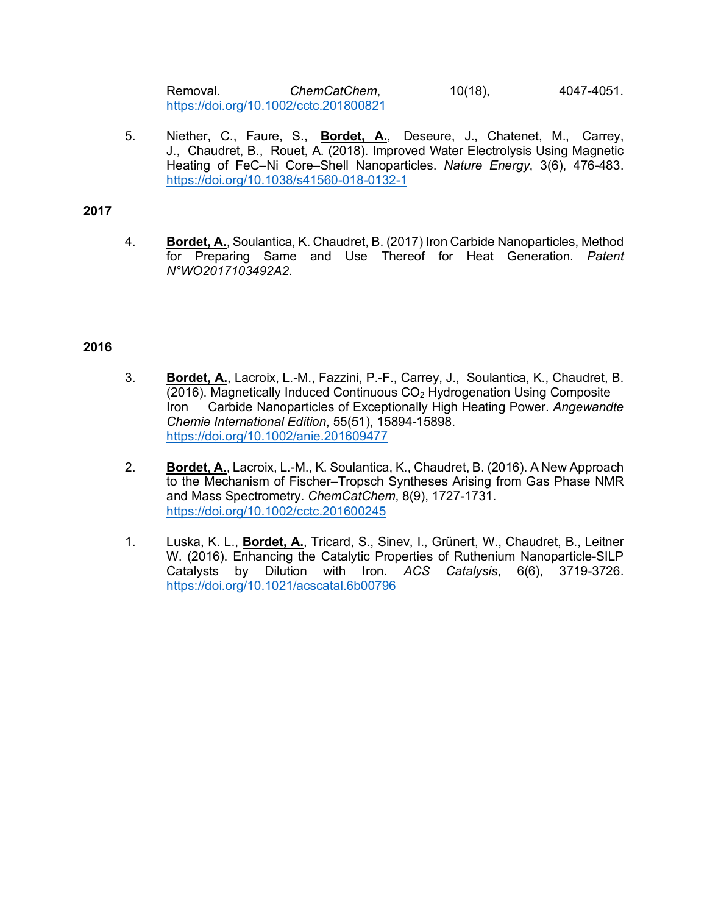Removal. *ChemCatChem*, 10(18), 4047-4051. https://doi.org/10.1002/cctc.201800821

5. Niether, C., Faure, S., **Bordet, A.**, Deseure, J., Chatenet, M., Carrey, J., Chaudret, B., Rouet, A. (2018). Improved Water Electrolysis Using Magnetic Heating of FeC–Ni Core–Shell Nanoparticles. *Nature Energy*, 3(6), 476-483. https://doi.org/10.1038/s41560-018-0132-1

**2017**

4. **Bordet, A.**, Soulantica, K. Chaudret, B. (2017) Iron Carbide Nanoparticles, Method for Preparing Same and Use Thereof for Heat Generation. *Patent N°WO2017103492A2*.

**2016**

3. **Bordet, A.**, Lacroix, L.-M., Fazzini, P.-F., Carrey, J., Soulantica, K., Chaudret, B. (2016). Magnetically Induced Continuous $CO_2$ Hydrogenation Using Composite Iron Carbide Nanoparticles of Exceptionally High Heating Power. *Angewandte Chemie International Edition*, 55(51), 15894-15898. https://doi.org/10.1002/anie.201609477

2. **Bordet, A.**, Lacroix, L.-M., K. Soulantica, K., Chaudret, B. (2016). A New Approach to the Mechanism of Fischer–Tropsch Syntheses Arising from Gas Phase NMR and Mass Spectrometry. *ChemCatChem*, 8(9), 1727-1731. https://doi.org/10.1002/cctc.201600245

1. Luska, K. L., **Bordet, A.**, Tricard, S., Sinev, I., Grünert, W., Chaudret, B., Leitner W. (2016). Enhancing the Catalytic Properties of Ruthenium Nanoparticle-SILP Catalysts by Dilution with Iron. *ACS Catalysis*, 6(6), 3719-3726. https://doi.org/10.1021/acscatal.6b00796